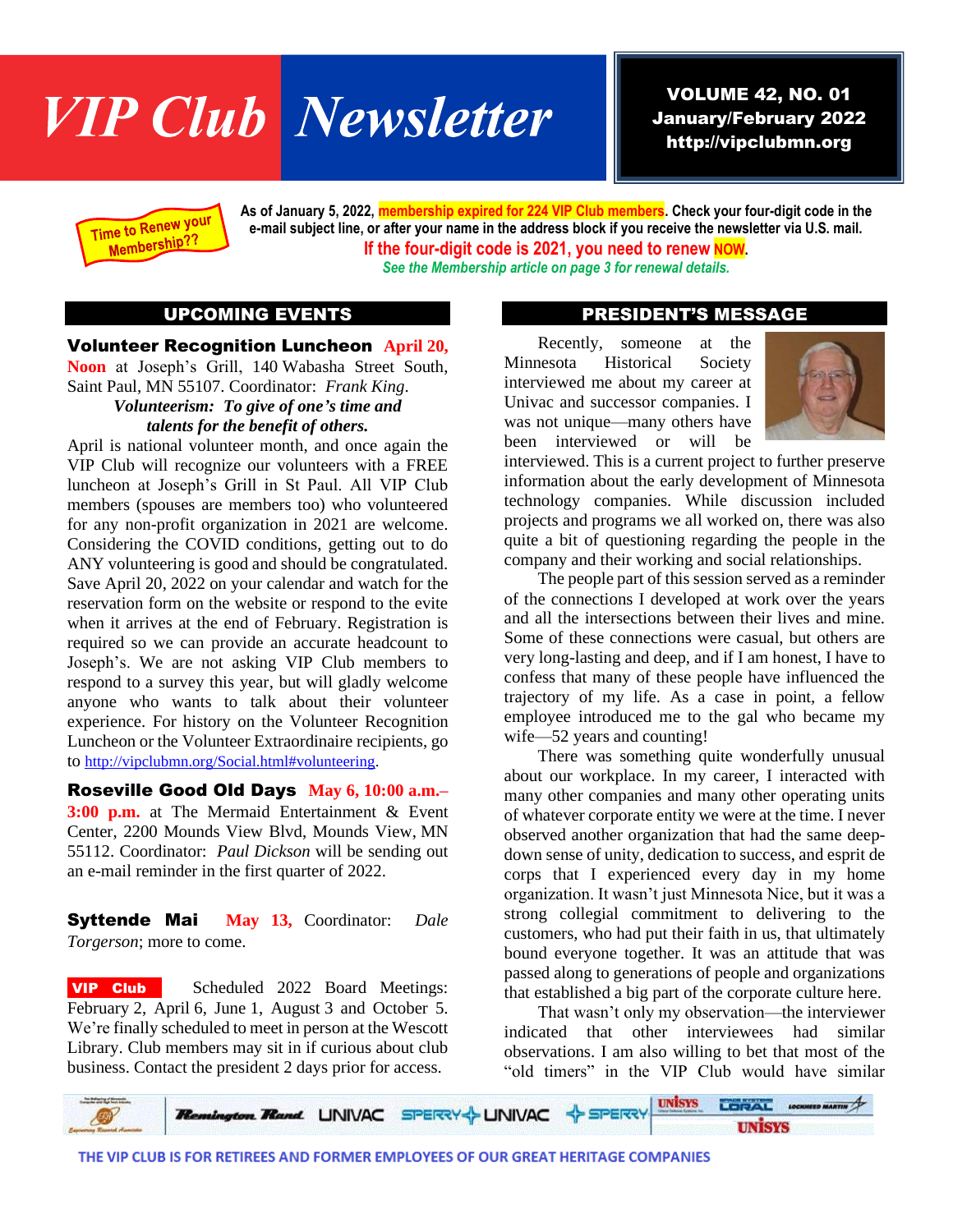# VIP Club Newsletter

**VOLUME 42, NO. 01**
**January/February 2022**
**http://vipclubmn.org**

Time to Renew your Membership??

**As of January 5, 2022, membership expired for 224 VIP Club members. Check your four-digit code in the e-mail subject line, or after your name in the address block if you receive the newsletter via U.S. mail.**

**If the four-digit code is 2021, you need to renew NOW.**

***See the Membership article on page 3 for renewal details.***

## UPCOMING EVENTS

**Volunteer Recognition Luncheon April 20, Noon** at Joseph's Grill, 140 Wabasha Street South, Saint Paul, MN 55107. Coordinator: *Frank King*.

***Volunteerism: To give of one's time and talents for the benefit of others.***

April is national volunteer month, and once again the VIP Club will recognize our volunteers with a FREE luncheon at Joseph's Grill in St Paul. All VIP Club members (spouses are members too) who volunteered for any non-profit organization in 2021 are welcome. Considering the COVID conditions, getting out to do ANY volunteering is good and should be congratulated. Save April 20, 2022 on your calendar and watch for the reservation form on the website or respond to the evite when it arrives at the end of February. Registration is required so we can provide an accurate headcount to Joseph's. We are not asking VIP Club members to respond to a survey this year, but will gladly welcome anyone who wants to talk about their volunteer experience. For history on the Volunteer Recognition Luncheon or the Volunteer Extraordinaire recipients, go to http://vipclubmn.org/Social.html#volunteering.

**Roseville Good Old Days May 6, 10:00 a.m.–3:00 p.m.** at The Mermaid Entertainment & Event Center, 2200 Mounds View Blvd, Mounds View, MN 55112. Coordinator: *Paul Dickson* will be sending out an e-mail reminder in the first quarter of 2022.

**Syttende Mai May 13,** Coordinator: *Dale Torgerson*; more to come.

**VIP Club** Scheduled 2022 Board Meetings: February 2, April 6, June 1, August 3 and October 5. We're finally scheduled to meet in person at the Wescott Library. Club members may sit in if curious about club business. Contact the president 2 days prior for access.

## PRESIDENT'S MESSAGE

Recently, someone at the Minnesota Historical Society interviewed me about my career at Univac and successor companies. I was not unique—many others have been interviewed or will be interviewed. This is a current project to further preserve information about the early development of Minnesota technology companies. While discussion included projects and programs we all worked on, there was also quite a bit of questioning regarding the people in the company and their working and social relationships.

The people part of this session served as a reminder of the connections I developed at work over the years and all the intersections between their lives and mine. Some of these connections were casual, but others are very long-lasting and deep, and if I am honest, I have to confess that many of these people have influenced the trajectory of my life. As a case in point, a fellow employee introduced me to the gal who became my wife—52 years and counting!

There was something quite wonderfully unusual about our workplace. In my career, I interacted with many other companies and many other operating units of whatever corporate entity we were at the time. I never observed another organization that had the same deep-down sense of unity, dedication to success, and esprit de corps that I experienced every day in my home organization. It wasn't just Minnesota Nice, but it was a strong collegial commitment to delivering to the customers, who had put their faith in us, that ultimately bound everyone together. It was an attitude that was passed along to generations of people and organizations that established a big part of the corporate culture here.

That wasn't only my observation—the interviewer indicated that other interviewees had similar observations. I am also willing to bet that most of the "old timers" in the VIP Club would have similar

Remington Rand | UNIVAC | SPERRY UNIVAC | SPERRY | UNISYS | LORAL | LOCKHEED MARTIN | UNISYS

THE VIP CLUB IS FOR RETIREES AND FORMER EMPLOYEES OF OUR GREAT HERITAGE COMPANIES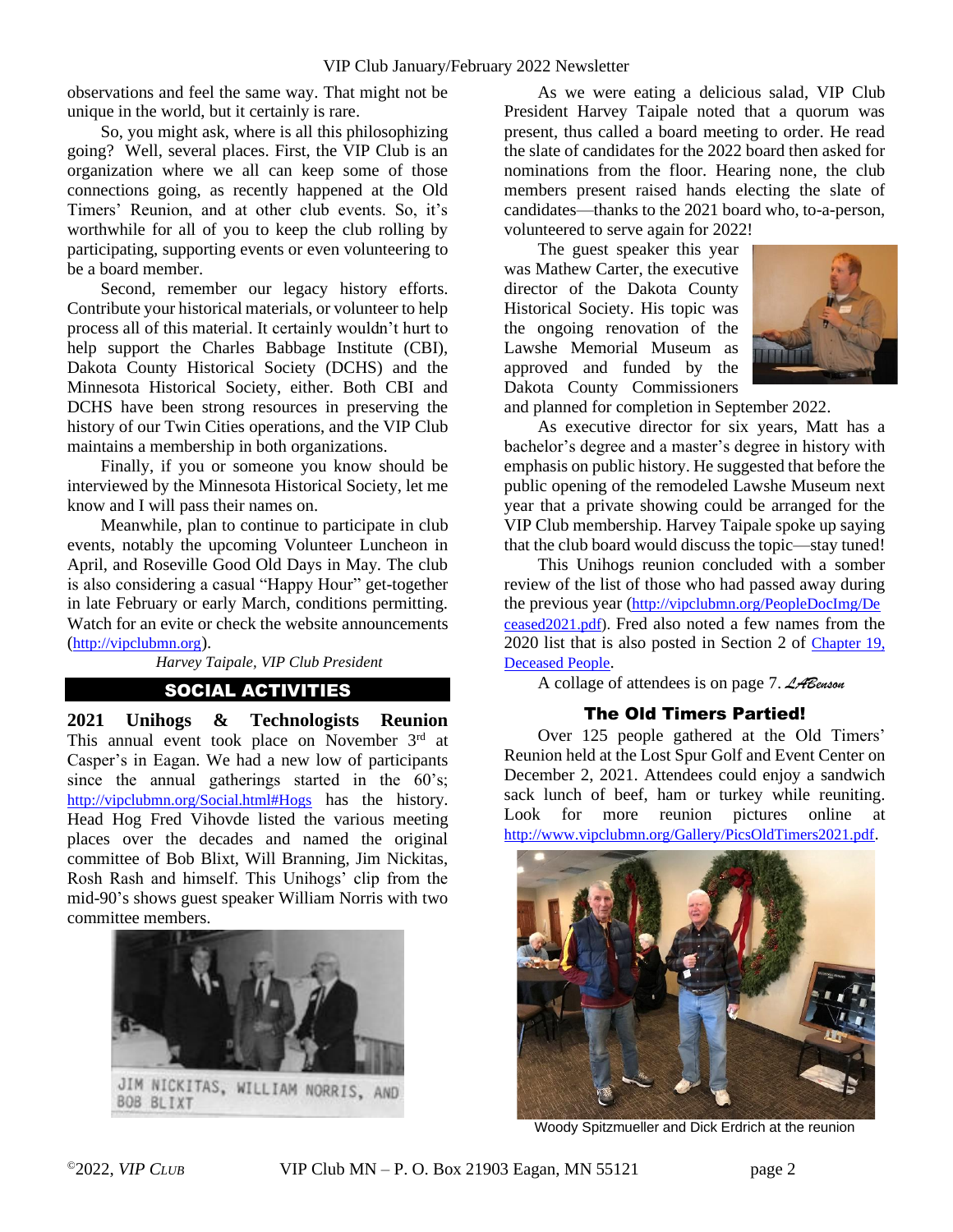observations and feel the same way. That might not be unique in the world, but it certainly is rare.

So, you might ask, where is all this philosophizing going? Well, several places. First, the VIP Club is an organization where we all can keep some of those connections going, as recently happened at the Old Timers' Reunion, and at other club events. So, it's worthwhile for all of you to keep the club rolling by participating, supporting events or even volunteering to be a board member.

Second, remember our legacy history efforts. Contribute your historical materials, or volunteer to help process all of this material. It certainly wouldn't hurt to help support the Charles Babbage Institute (CBI), Dakota County Historical Society (DCHS) and the Minnesota Historical Society, either. Both CBI and DCHS have been strong resources in preserving the history of our Twin Cities operations, and the VIP Club maintains a membership in both organizations.

Finally, if you or someone you know should be interviewed by the Minnesota Historical Society, let me know and I will pass their names on.

Meanwhile, plan to continue to participate in club events, notably the upcoming Volunteer Luncheon in April, and Roseville Good Old Days in May. The club is also considering a casual "Happy Hour" get-together in late February or early March, conditions permitting. Watch for an evite or check the website announcements (http://vipclubmn.org).

*Harvey Taipale, VIP Club President*

## SOCIAL ACTIVITIES

**2021 Unihogs & Technologists Reunion**
This annual event took place on November 3rd at Casper's in Eagan. We had a new low of participants since the annual gatherings started in the 60's; http://vipclubmn.org/Social.html#Hogs has the history. Head Hog Fred Vihovde listed the various meeting places over the decades and named the original committee of Bob Blixt, Will Branning, Jim Nickitas, Rosh Rash and himself. This Unihogs' clip from the mid-90's shows guest speaker William Norris with two committee members.

JIM NICKITAS, WILLIAM NORRIS, AND BOB BLIXT

As we were eating a delicious salad, VIP Club President Harvey Taipale noted that a quorum was present, thus called a board meeting to order. He read the slate of candidates for the 2022 board then asked for nominations from the floor. Hearing none, the club members present raised hands electing the slate of candidates—thanks to the 2021 board who, to-a-person, volunteered to serve again for 2022!

The guest speaker this year was Mathew Carter, the executive director of the Dakota County Historical Society. His topic was the ongoing renovation of the Lawshe Memorial Museum as approved and funded by the Dakota County Commissioners and planned for completion in September 2022.

As executive director for six years, Matt has a bachelor's degree and a master's degree in history with emphasis on public history. He suggested that before the public opening of the remodeled Lawshe Museum next year that a private showing could be arranged for the VIP Club membership. Harvey Taipale spoke up saying that the club board would discuss the topic—stay tuned!

This Unihogs reunion concluded with a somber review of the list of those who had passed away during the previous year (http://vipclubmn.org/PeopleDocImg/Deceased2021.pdf). Fred also noted a few names from the 2020 list that is also posted in Section 2 of Chapter 19, Deceased People.

A collage of attendees is on page 7. *LABenson*

### The Old Timers Partied!

Over 125 people gathered at the Old Timers' Reunion held at the Lost Spur Golf and Event Center on December 2, 2021. Attendees could enjoy a sandwich sack lunch of beef, ham or turkey while reuniting. Look for more reunion pictures online at http://www.vipclubmn.org/Gallery/PicsOldTimers2021.pdf.

Woody Spitzmueller and Dick Erdrich at the reunion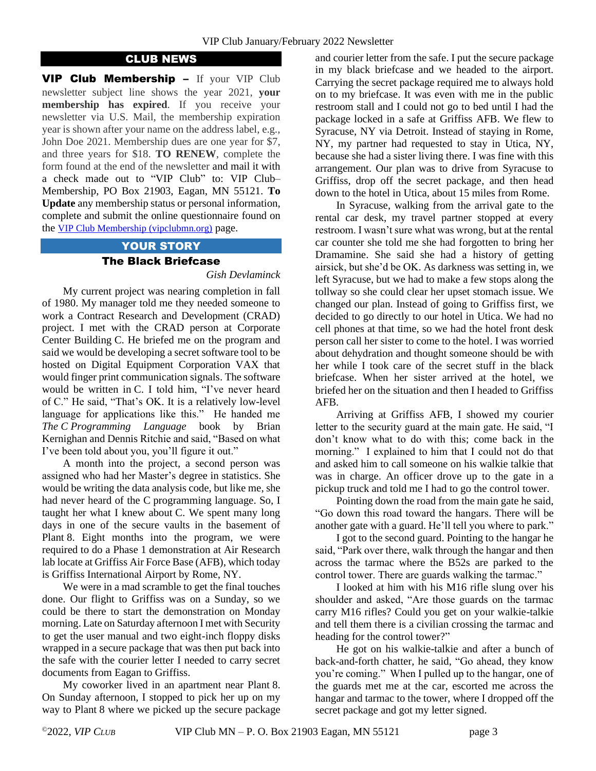## CLUB NEWS

**VIP Club Membership –** If your VIP Club newsletter subject line shows the year 2021, **your membership has expired**. If you receive your newsletter via U.S. Mail, the membership expiration year is shown after your name on the address label, e.g., John Doe 2021. Membership dues are one year for $7, and three years for $18. **TO RENEW**, complete the form found at the end of the newsletter and mail it with a check made out to "VIP Club" to: VIP Club–Membership, PO Box 21903, Eagan, MN 55121. **To Update** any membership status or personal information, complete and submit the online questionnaire found on the VIP Club Membership (vipclubmn.org) page.

## YOUR STORY

### The Black Briefcase

*Gish Devlaminck*

My current project was nearing completion in fall of 1980. My manager told me they needed someone to work a Contract Research and Development (CRAD) project. I met with the CRAD person at Corporate Center Building C. He briefed me on the program and said we would be developing a secret software tool to be hosted on Digital Equipment Corporation VAX that would finger print communication signals. The software would be written in C. I told him, "I've never heard of C." He said, "That's OK. It is a relatively low-level language for applications like this." He handed me *The C Programming Language* book by Brian Kernighan and Dennis Ritchie and said, "Based on what I've been told about you, you'll figure it out."

A month into the project, a second person was assigned who had her Master's degree in statistics. She would be writing the data analysis code, but like me, she had never heard of the C programming language. So, I taught her what I knew about C. We spent many long days in one of the secure vaults in the basement of Plant 8. Eight months into the program, we were required to do a Phase 1 demonstration at Air Research lab locate at Griffiss Air Force Base (AFB), which today is Griffiss International Airport by Rome, NY.

We were in a mad scramble to get the final touches done. Our flight to Griffiss was on a Sunday, so we could be there to start the demonstration on Monday morning. Late on Saturday afternoon I met with Security to get the user manual and two eight-inch floppy disks wrapped in a secure package that was then put into the safe with the courier letter I needed to carry secret documents from Eagan to Griffiss.

My coworker lived in an apartment near Plant 8. On Sunday afternoon, I stopped to pick her up on my way to Plant 8 where we picked up the secure package and courier letter from the safe. I put the secure package in my black briefcase and we headed to the airport. Carrying the secret package required me to always hold on to my briefcase. It was even with me in the public restroom stall and I could not go to bed until I had the package locked in a safe at Griffiss AFB. We flew to Syracuse, NY via Detroit. Instead of staying in Rome, NY, my partner had requested to stay in Utica, NY, because she had a sister living there. I was fine with this arrangement. Our plan was to drive from Syracuse to Griffiss, drop off the secret package, and then head down to the hotel in Utica, about 15 miles from Rome.

In Syracuse, walking from the arrival gate to the rental car desk, my travel partner stopped at every restroom. I wasn't sure what was wrong, but at the rental car counter she told me she had forgotten to bring her Dramamine. She said she had a history of getting airsick, but she'd be OK. As darkness was setting in, we left Syracuse, but we had to make a few stops along the tollway so she could clear her upset stomach issue. We changed our plan. Instead of going to Griffiss first, we decided to go directly to our hotel in Utica. We had no cell phones at that time, so we had the hotel front desk person call her sister to come to the hotel. I was worried about dehydration and thought someone should be with her while I took care of the secret stuff in the black briefcase. When her sister arrived at the hotel, we briefed her on the situation and then I headed to Griffiss AFB.

Arriving at Griffiss AFB, I showed my courier letter to the security guard at the main gate. He said, "I don't know what to do with this; come back in the morning." I explained to him that I could not do that and asked him to call someone on his walkie talkie that was in charge. An officer drove up to the gate in a pickup truck and told me I had to go the control tower.

Pointing down the road from the main gate he said, "Go down this road toward the hangars. There will be another gate with a guard. He'll tell you where to park."

I got to the second guard. Pointing to the hangar he said, "Park over there, walk through the hangar and then across the tarmac where the B52s are parked to the control tower. There are guards walking the tarmac."

I looked at him with his M16 rifle slung over his shoulder and asked, "Are those guards on the tarmac carry M16 rifles? Could you get on your walkie-talkie and tell them there is a civilian crossing the tarmac and heading for the control tower?"

He got on his walkie-talkie and after a bunch of back-and-forth chatter, he said, "Go ahead, they know you're coming." When I pulled up to the hangar, one of the guards met me at the car, escorted me across the hangar and tarmac to the tower, where I dropped off the secret package and got my letter signed.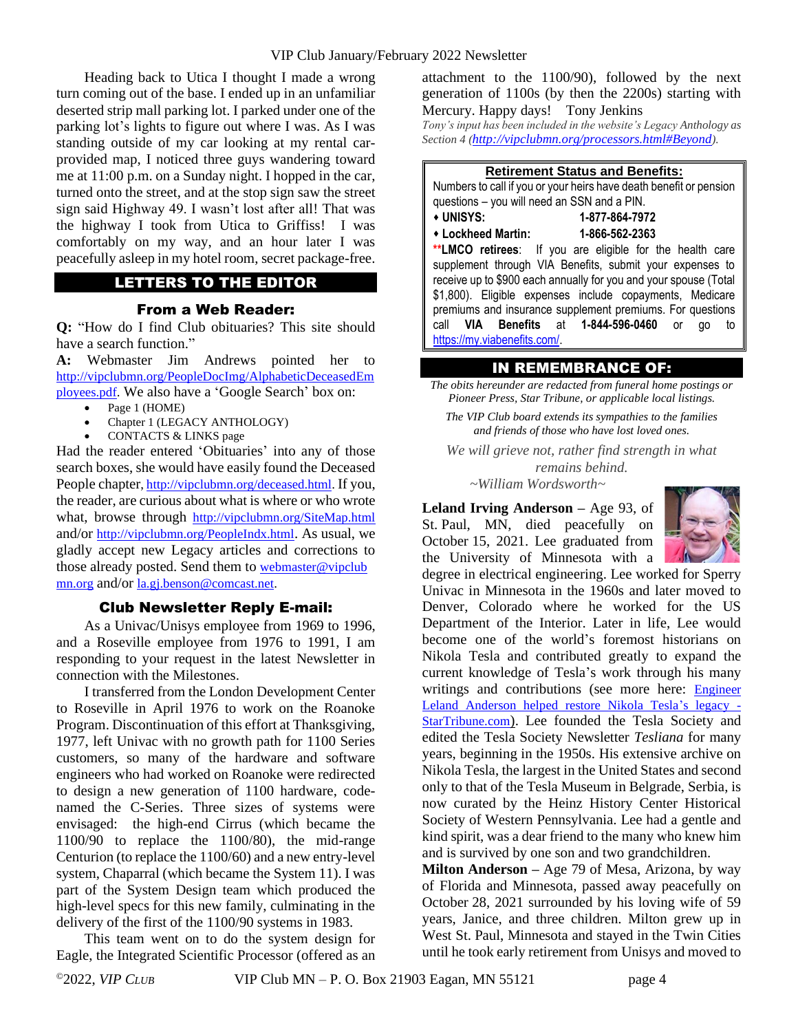Heading back to Utica I thought I made a wrong turn coming out of the base. I ended up in an unfamiliar deserted strip mall parking lot. I parked under one of the parking lot's lights to figure out where I was. As I was standing outside of my car looking at my rental car-provided map, I noticed three guys wandering toward me at 11:00 p.m. on a Sunday night. I hopped in the car, turned onto the street, and at the stop sign saw the street sign said Highway 49. I wasn't lost after all! That was the highway I took from Utica to Griffiss! I was comfortably on my way, and an hour later I was peacefully asleep in my hotel room, secret package-free.

## LETTERS TO THE EDITOR

### From a Web Reader:

**Q:** "How do I find Club obituaries? This site should have a search function."

**A:** Webmaster Jim Andrews pointed her to http://vipclubmn.org/PeopleDocImg/AlphabeticDeceasedEmployees.pdf. We also have a 'Google Search' box on:

- Page 1 (HOME)
- Chapter 1 (LEGACY ANTHOLOGY)
- CONTACTS & LINKS page

Had the reader entered 'Obituaries' into any of those search boxes, she would have easily found the Deceased People chapter, http://vipclubmn.org/deceased.html. If you, the reader, are curious about what is where or who wrote what, browse through http://vipclubmn.org/SiteMap.html and/or http://vipclubmn.org/PeopleIndx.html. As usual, we gladly accept new Legacy articles and corrections to those already posted. Send them to webmaster@vipclubmn.org and/or la.gj.benson@comcast.net.

### Club Newsletter Reply E-mail:

As a Univac/Unisys employee from 1969 to 1996, and a Roseville employee from 1976 to 1991, I am responding to your request in the latest Newsletter in connection with the Milestones.

I transferred from the London Development Center to Roseville in April 1976 to work on the Roanoke Program. Discontinuation of this effort at Thanksgiving, 1977, left Univac with no growth path for 1100 Series customers, so many of the hardware and software engineers who had worked on Roanoke were redirected to design a new generation of 1100 hardware, code-named the C-Series. Three sizes of systems were envisaged: the high-end Cirrus (which became the 1100/90 to replace the 1100/80), the mid-range Centurion (to replace the 1100/60) and a new entry-level system, Chaparral (which became the System 11). I was part of the System Design team which produced the high-level specs for this new family, culminating in the delivery of the first of the 1100/90 systems in 1983.

This team went on to do the system design for Eagle, the Integrated Scientific Processor (offered as an attachment to the 1100/90), followed by the next generation of 1100s (by then the 2200s) starting with Mercury. Happy days! Tony Jenkins

*Tony's input has been included in the website's Legacy Anthology as Section 4 (http://vipclubmn.org/processors.html#Beyond).*

---

**Retirement Status and Benefits:**

Numbers to call if you or your heirs have death benefit or pension questions – you will need an SSN and a PIN.

- **UNISYS: 1-877-864-7972**
- **Lockheed Martin: 1-866-562-2363**

****LMCO retirees**: If you are eligible for the health care supplement through VIA Benefits, submit your expenses to receive up to $900 each annually for you and your spouse (Total $1,800). Eligible expenses include copayments, Medicare premiums and insurance supplement premiums. For questions call **VIA Benefits** at **1-844-596-0460** or go to https://my.viabenefits.com/.

---

## IN REMEMBRANCE OF:

*The obits hereunder are redacted from funeral home postings or Pioneer Press, Star Tribune, or applicable local listings.*

*The VIP Club board extends its sympathies to the families and friends of those who have lost loved ones.*

*We will grieve not, rather find strength in what remains behind.*
*~William Wordsworth~*

**Leland Irving Anderson** – Age 93, of St. Paul, MN, died peacefully on October 15, 2021. Lee graduated from the University of Minnesota with a degree in electrical engineering. Lee worked for Sperry Univac in Minnesota in the 1960s and later moved to Denver, Colorado where he worked for the US Department of the Interior. Later in life, Lee would become one of the world's foremost historians on Nikola Tesla and contributed greatly to expand the current knowledge of Tesla's work through his many writings and contributions (see more here: Engineer Leland Anderson helped restore Nikola Tesla's legacy - StarTribune.com). Lee founded the Tesla Society and edited the Tesla Society Newsletter *Tesliana* for many years, beginning in the 1950s. His extensive archive on Nikola Tesla, the largest in the United States and second only to that of the Tesla Museum in Belgrade, Serbia, is now curated by the Heinz History Center Historical Society of Western Pennsylvania. Lee had a gentle and kind spirit, was a dear friend to the many who knew him and is survived by one son and two grandchildren.

**Milton Anderson** – Age 79 of Mesa, Arizona, by way of Florida and Minnesota, passed away peacefully on October 28, 2021 surrounded by his loving wife of 59 years, Janice, and three children. Milton grew up in West St. Paul, Minnesota and stayed in the Twin Cities until he took early retirement from Unisys and moved to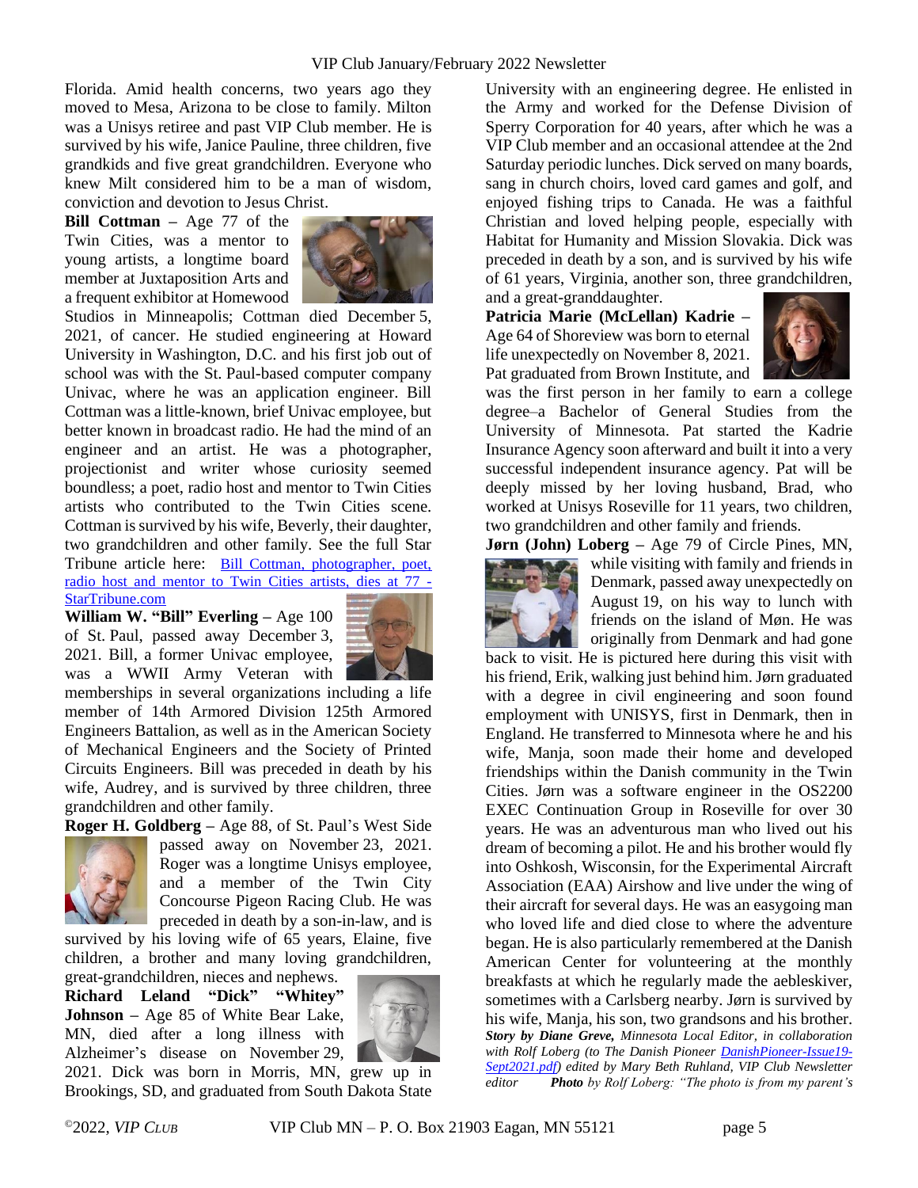Florida. Amid health concerns, two years ago they moved to Mesa, Arizona to be close to family. Milton was a Unisys retiree and past VIP Club member. He is survived by his wife, Janice Pauline, three children, five grandkids and five great grandchildren. Everyone who knew Milt considered him to be a man of wisdom, conviction and devotion to Jesus Christ.

**Bill Cottman** – Age 77 of the Twin Cities, was a mentor to young artists, a longtime board member at Juxtaposition Arts and a frequent exhibitor at Homewood Studios in Minneapolis; Cottman died December 5, 2021, of cancer. He studied engineering at Howard University in Washington, D.C. and his first job out of school was with the St. Paul-based computer company Univac, where he was an application engineer. Bill Cottman was a little-known, brief Univac employee, but better known in broadcast radio. He had the mind of an engineer and an artist. He was a photographer, projectionist and writer whose curiosity seemed boundless; a poet, radio host and mentor to Twin Cities artists who contributed to the Twin Cities scene. Cottman is survived by his wife, Beverly, their daughter, two grandchildren and other family. See the full Star Tribune article here: [Bill Cottman, photographer, poet, radio host and mentor to Twin Cities artists, dies at 77 - StarTribune.com]

**William W. "Bill" Everling** – Age 100 of St. Paul, passed away December 3, 2021. Bill, a former Univac employee, was a WWII Army Veteran with memberships in several organizations including a life member of 14th Armored Division 125th Armored Engineers Battalion, as well as in the American Society of Mechanical Engineers and the Society of Printed Circuits Engineers. Bill was preceded in death by his wife, Audrey, and is survived by three children, three grandchildren and other family.

**Roger H. Goldberg** – Age 88, of St. Paul's West Side passed away on November 23, 2021. Roger was a longtime Unisys employee, and a member of the Twin City Concourse Pigeon Racing Club. He was preceded in death by a son-in-law, and is survived by his loving wife of 65 years, Elaine, five children, a brother and many loving grandchildren, great-grandchildren, nieces and nephews.

**Richard Leland "Dick" "Whitey" Johnson** – Age 85 of White Bear Lake, MN, died after a long illness with Alzheimer's disease on November 29, 2021. Dick was born in Morris, MN, grew up in Brookings, SD, and graduated from South Dakota State University with an engineering degree. He enlisted in the Army and worked for the Defense Division of Sperry Corporation for 40 years, after which he was a VIP Club member and an occasional attendee at the 2nd Saturday periodic lunches. Dick served on many boards, sang in church choirs, loved card games and golf, and enjoyed fishing trips to Canada. He was a faithful Christian and loved helping people, especially with Habitat for Humanity and Mission Slovakia. Dick was preceded in death by a son, and is survived by his wife of 61 years, Virginia, another son, three grandchildren, and a great-granddaughter.

**Patricia Marie (McLellan) Kadrie** – Age 64 of Shoreview was born to eternal life unexpectedly on November 8, 2021. Pat graduated from Brown Institute, and was the first person in her family to earn a college degree–a Bachelor of General Studies from the University of Minnesota. Pat started the Kadrie Insurance Agency soon afterward and built it into a very successful independent insurance agency. Pat will be deeply missed by her loving husband, Brad, who worked at Unisys Roseville for 11 years, two children, two grandchildren and other family and friends.

**Jørn (John) Loberg** – Age 79 of Circle Pines, MN, while visiting with family and friends in Denmark, passed away unexpectedly on August 19, on his way to lunch with friends on the island of Møn. He was originally from Denmark and had gone back to visit. He is pictured here during this visit with his friend, Erik, walking just behind him. Jørn graduated with a degree in civil engineering and soon found employment with UNISYS, first in Denmark, then in England. He transferred to Minnesota where he and his wife, Manja, soon made their home and developed friendships within the Danish community in the Twin Cities. Jørn was a software engineer in the OS2200 EXEC Continuation Group in Roseville for over 30 years. He was an adventurous man who lived out his dream of becoming a pilot. He and his brother would fly into Oshkosh, Wisconsin, for the Experimental Aircraft Association (EAA) Airshow and live under the wing of their aircraft for several days. He was an easygoing man who loved life and died close to where the adventure began. He is also particularly remembered at the Danish American Center for volunteering at the monthly breakfasts at which he regularly made the aebleskiver, sometimes with a Carlsberg nearby. Jørn is survived by his wife, Manja, his son, two grandsons and his brother.

***Story by Diane Greve,*** *Minnesota Local Editor, in collaboration with Rolf Loberg (to The Danish Pioneer [DanishPioneer-Issue19-Sept2021.pdf]) edited by Mary Beth Ruhland, VIP Club Newsletter editor* ***Photo*** *by Rolf Loberg: "The photo is from my parent's*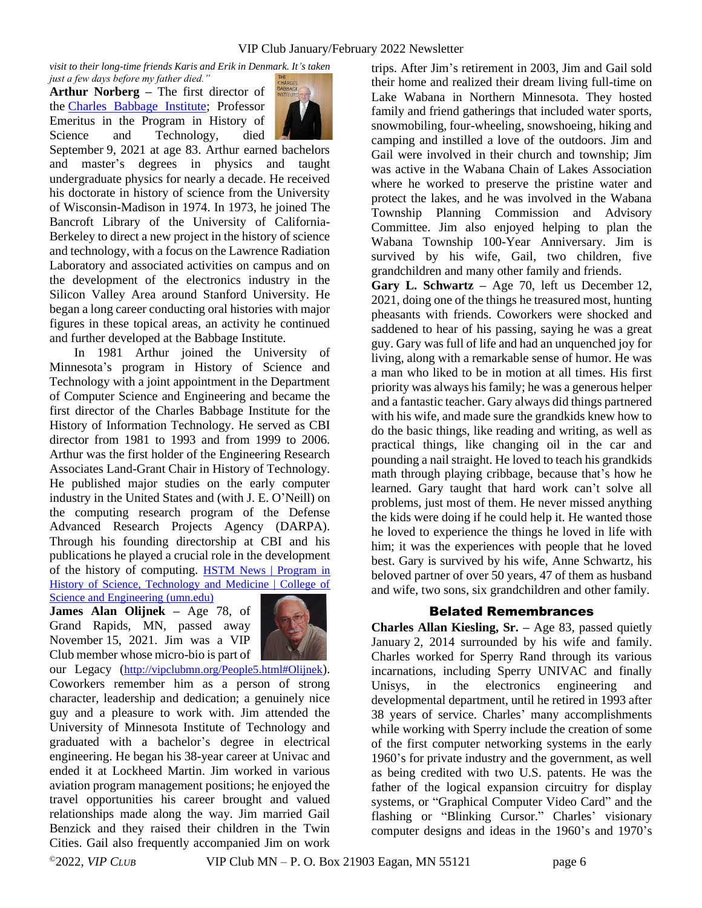*visit to their long-time friends Karis and Erik in Denmark. It's taken just a few days before my father died."*

**Arthur Norberg** – The first director of the Charles Babbage Institute; Professor Emeritus in the Program in History of Science and Technology, died September 9, 2021 at age 83. Arthur earned bachelors and master's degrees in physics and taught undergraduate physics for nearly a decade. He received his doctorate in history of science from the University of Wisconsin-Madison in 1974. In 1973, he joined The Bancroft Library of the University of California-Berkeley to direct a new project in the history of science and technology, with a focus on the Lawrence Radiation Laboratory and associated activities on campus and on the development of the electronics industry in the Silicon Valley Area around Stanford University. He began a long career conducting oral histories with major figures in these topical areas, an activity he continued and further developed at the Babbage Institute.

In 1981 Arthur joined the University of Minnesota's program in History of Science and Technology with a joint appointment in the Department of Computer Science and Engineering and became the first director of the Charles Babbage Institute for the History of Information Technology. He served as CBI director from 1981 to 1993 and from 1999 to 2006. Arthur was the first holder of the Engineering Research Associates Land-Grant Chair in History of Technology. He published major studies on the early computer industry in the United States and (with J. E. O'Neill) on the computing research program of the Defense Advanced Research Projects Agency (DARPA). Through his founding directorship at CBI and his publications he played a crucial role in the development of the history of computing. HSTM News | Program in History of Science, Technology and Medicine | College of Science and Engineering (umn.edu)

**James Alan Olijnek** – Age 78, of Grand Rapids, MN, passed away November 15, 2021. Jim was a VIP Club member whose micro-bio is part of our Legacy (http://vipclubmn.org/People5.html#Olijnek). Coworkers remember him as a person of strong character, leadership and dedication; a genuinely nice guy and a pleasure to work with. Jim attended the University of Minnesota Institute of Technology and graduated with a bachelor's degree in electrical engineering. He began his 38-year career at Univac and ended it at Lockheed Martin. Jim worked in various aviation program management positions; he enjoyed the travel opportunities his career brought and valued relationships made along the way. Jim married Gail Benzick and they raised their children in the Twin Cities. Gail also frequently accompanied Jim on work trips. After Jim's retirement in 2003, Jim and Gail sold their home and realized their dream living full-time on Lake Wabana in Northern Minnesota. They hosted family and friend gatherings that included water sports, snowmobiling, four-wheeling, snowshoeing, hiking and camping and instilled a love of the outdoors. Jim and Gail were involved in their church and township; Jim was active in the Wabana Chain of Lakes Association where he worked to preserve the pristine water and protect the lakes, and he was involved in the Wabana Township Planning Commission and Advisory Committee. Jim also enjoyed helping to plan the Wabana Township 100-Year Anniversary. Jim is survived by his wife, Gail, two children, five grandchildren and many other family and friends.

**Gary L. Schwartz** – Age 70, left us December 12, 2021, doing one of the things he treasured most, hunting pheasants with friends. Coworkers were shocked and saddened to hear of his passing, saying he was a great guy. Gary was full of life and had an unquenched joy for living, along with a remarkable sense of humor. He was a man who liked to be in motion at all times. His first priority was always his family; he was a generous helper and a fantastic teacher. Gary always did things partnered with his wife, and made sure the grandkids knew how to do the basic things, like reading and writing, as well as practical things, like changing oil in the car and pounding a nail straight. He loved to teach his grandkids math through playing cribbage, because that's how he learned. Gary taught that hard work can't solve all problems, just most of them. He never missed anything the kids were doing if he could help it. He wanted those he loved to experience the things he loved in life with him; it was the experiences with people that he loved best. Gary is survived by his wife, Anne Schwartz, his beloved partner of over 50 years, 47 of them as husband and wife, two sons, six grandchildren and other family.

## Belated Remembrances

**Charles Allan Kiesling, Sr.** – Age 83, passed quietly January 2, 2014 surrounded by his wife and family. Charles worked for Sperry Rand through its various incarnations, including Sperry UNIVAC and finally Unisys, in the electronics engineering and developmental department, until he retired in 1993 after 38 years of service. Charles' many accomplishments while working with Sperry include the creation of some of the first computer networking systems in the early 1960's for private industry and the government, as well as being credited with two U.S. patents. He was the father of the logical expansion circuitry for display systems, or "Graphical Computer Video Card" and the flashing or "Blinking Cursor." Charles' visionary computer designs and ideas in the 1960's and 1970's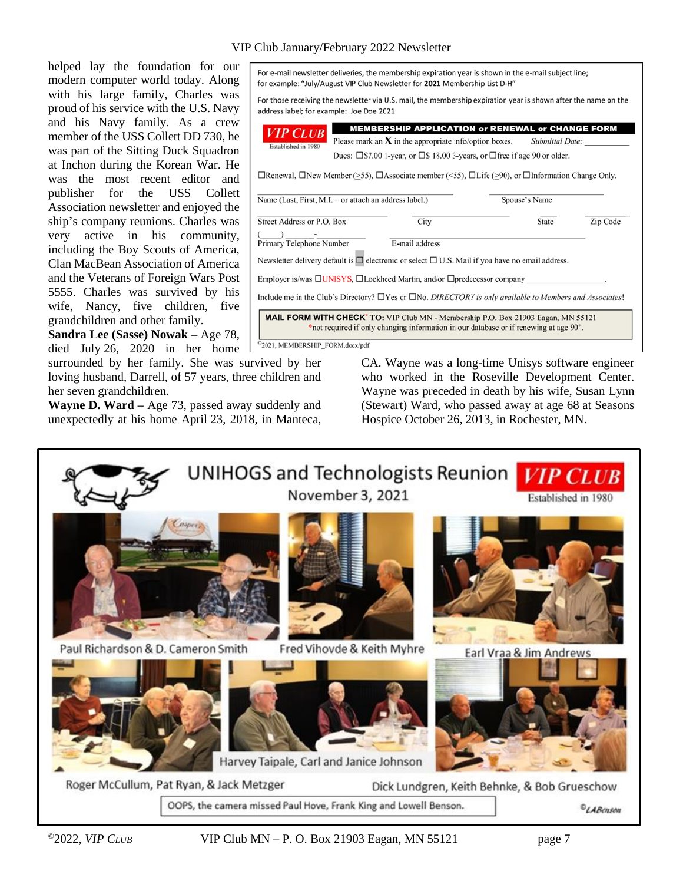helped lay the foundation for our modern computer world today. Along with his large family, Charles was proud of his service with the U.S. Navy and his Navy family. As a crew member of the USS Collett DD 730, he was part of the Sitting Duck Squadron at Inchon during the Korean War. He was the most recent editor and publisher for the USS Collett Association newsletter and enjoyed the ship's company reunions. Charles was very active in his community, including the Boy Scouts of America, Clan MacBean Association of America and the Veterans of Foreign Wars Post 5555. Charles was survived by his wife, Nancy, five children, five grandchildren and other family.

**Sandra Lee (Sasse) Nowak** – Age 78, died July 26, 2020 in her home surrounded by her family. She was survived by her loving husband, Darrell, of 57 years, three children and her seven grandchildren.

**Wayne D. Ward** – Age 73, passed away suddenly and unexpectedly at his home April 23, 2018, in Manteca, CA. Wayne was a long-time Unisys software engineer who worked in the Roseville Development Center. Wayne was preceded in death by his wife, Susan Lynn (Stewart) Ward, who passed away at age 68 at Seasons Hospice October 26, 2013, in Rochester, MN.

---

For e-mail newsletter deliveries, the membership expiration year is shown in the e-mail subject line; for example: "July/August VIP Club Newsletter for **2021** Membership List D-H"

For those receiving the newsletter via U.S. mail, the membership expiration year is shown after the name on the address label; for example: Joe Doe 2021

**VIP CLUB** Established in 1980

**MEMBERSHIP APPLICATION or RENEWAL or CHANGE FORM**

Please mark an **X** in the appropriate info/option boxes. *Submittal Date:* __________

Dues: ☐$7.00 1-year, or ☐$ 18.00 3-years, or ☐free if age 90 or older.

☐Renewal, ☐New Member (≥55), ☐Associate member (<55), ☐Life (≥90), or ☐Information Change Only.

Name (Last, First, M.I. – or attach an address label.) ____________ Spouse's Name ____________

Street Address or P.O. Box ____________ City ____________ State ____ Zip Code ____________

(____) ______-______ Primary Telephone Number ____________ E-mail address ____________

Newsletter delivery default is ☐ electronic or select ☐ U.S. Mail if you have no email address.

Employer is/was ☐UNISYS, ☐Lockheed Martin, and/or ☐predecessor company ________________.

Include me in the Club's Directory? ☐Yes or ☐No. *DIRECTORY is only available to Members and Associates!*

**MAIL FORM WITH CHECK* TO:** VIP Club MN - Membership P.O. Box 21903 Eagan, MN 55121
*not required if only changing information in our database or if renewing at age 90+.

©2021, MEMBERSHIP_FORM.docx/pdf

---

## UNIHOGS and Technologists Reunion

November 3, 2021

VIP CLUB Established in 1980

Paul Richardson & D. Cameron Smith

Fred Vihovde & Keith Myhre

Earl Vraa & Jim Andrews

Harvey Taipale, Carl and Janice Johnson

Roger McCullum, Pat Ryan, & Jack Metzger

Dick Lundgren, Keith Behnke, & Bob Grueschow

OOPS, the camera missed Paul Hove, Frank King and Lowell Benson.

©LABenson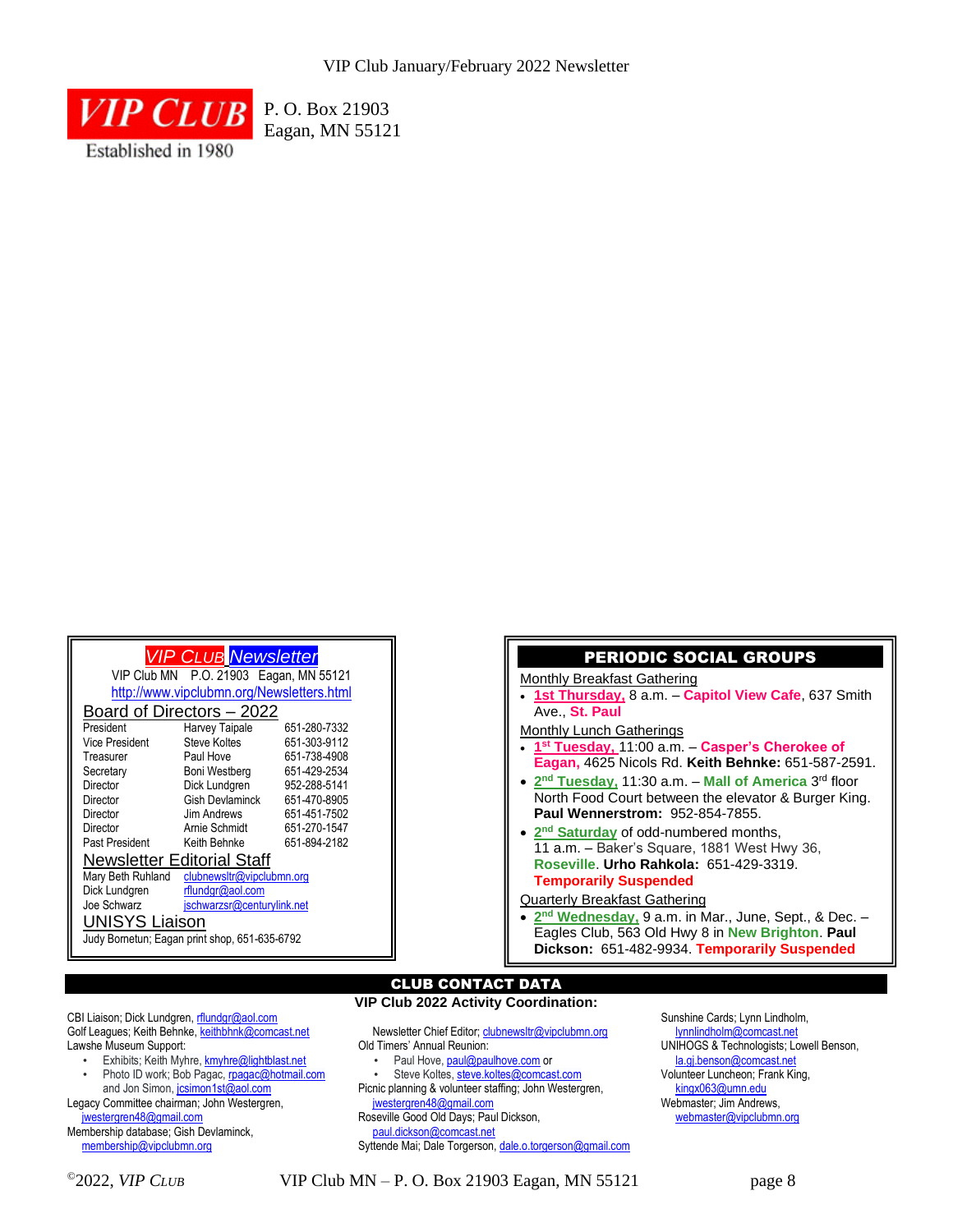# VIP CLUB

Established in 1980

P. O. Box 21903
Eagan, MN 55121

## VIP CLUB Newsletter

VIP Club MN P.O. 21903 Eagan, MN 55121
http://www.vipclubmn.org/Newsletters.html

### Board of Directors – 2022

| | | |
|---|---|---|
| President | Harvey Taipale | 651-280-7332 |
| Vice President | Steve Koltes | 651-303-9112 |
| Treasurer | Paul Hove | 651-738-4908 |
| Secretary | Boni Westberg | 651-429-2534 |
| Director | Dick Lundgren | 952-288-5141 |
| Director | Gish Devlaminck | 651-470-8905 |
| Director | Jim Andrews | 651-451-7502 |
| Director | Arnie Schmidt | 651-270-1547 |
| Past President | Keith Behnke | 651-894-2182 |

### Newsletter Editorial Staff

| | |
|---|---|
| Mary Beth Ruhland | clubnewsltr@vipclubmn.org |
| Dick Lundgren | rflundgr@aol.com |
| Joe Schwarz | jschwarzsr@centurylink.net |

### UNISYS Liaison

Judy Bornetun; Eagan print shop, 651-635-6792

## PERIODIC SOCIAL GROUPS

Monthly Breakfast Gathering

- **1st Thursday,** 8 a.m. – **Capitol View Cafe**, 637 Smith Ave., **St. Paul**

Monthly Lunch Gatherings

- **1st Tuesday,** 11:00 a.m. – **Casper's Cherokee of Eagan,** 4625 Nicols Rd. **Keith Behnke:** 651-587-2591.
- **2nd Tuesday,** 11:30 a.m. – **Mall of America** 3rd floor North Food Court between the elevator & Burger King. **Paul Wennerstrom:** 952-854-7855.
- **2nd Saturday** of odd-numbered months, 11 a.m. – Baker's Square, 1881 West Hwy 36, **Roseville**. **Urho Rahkola:** 651-429-3319. **Temporarily Suspended**

Quarterly Breakfast Gathering

- **2nd Wednesday,** 9 a.m. in Mar., June, Sept., & Dec. – Eagles Club, 563 Old Hwy 8 in **New Brighton**. **Paul Dickson:** 651-482-9934. **Temporarily Suspended**

## CLUB CONTACT DATA

**VIP Club 2022 Activity Coordination:**

CBI Liaison; Dick Lundgren, rflundgr@aol.com
Golf Leagues; Keith Behnke, keithbhnk@comcast.net
Lawshe Museum Support:

- Exhibits; Keith Myhre, kmyhre@lightblast.net
- Photo ID work; Bob Pagac, rpagac@hotmail.com and Jon Simon, jcsimon1st@aol.com

Legacy Committee chairman; John Westergren, jwestergren48@gmail.com
Membership database; Gish Devlaminck, membership@vipclubmn.org

Newsletter Chief Editor; clubnewsltr@vipclubmn.org
Old Timers' Annual Reunion:

- Paul Hove, paul@paulhove.com or
- Steve Koltes, steve.koltes@comcast.com

Picnic planning & volunteer staffing; John Westergren, jwestergren48@gmail.com
Roseville Good Old Days; Paul Dickson, paul.dickson@comcast.net
Syttende Mai; Dale Torgerson, dale.o.torgerson@gmail.com

Sunshine Cards; Lynn Lindholm, lynnlindholm@comcast.net
UNIHOGS & Technologists; Lowell Benson, la.gj.benson@comcast.net
Volunteer Luncheon; Frank King, kingx063@umn.edu
Webmaster; Jim Andrews, webmaster@vipclubmn.org

©2022, *VIP CLUB* VIP Club MN – P. O. Box 21903 Eagan, MN 55121